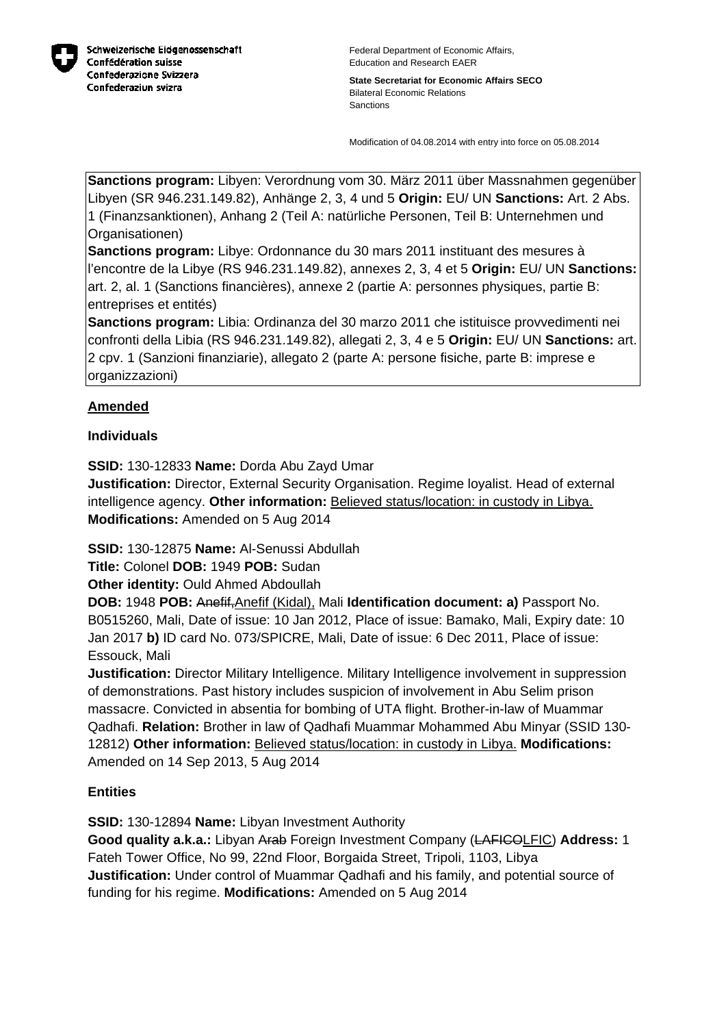Schweizerische Eidgenossenschaft
Confédération suisse
Confederazione Svizzera
Confederaziun svizra

Federal Department of Economic Affairs, Education and Research EAER

**State Secretariat for Economic Affairs SECO**
Bilateral Economic Relations
Sanctions

Modification of 04.08.2014 with entry into force on 05.08.2014

**Sanctions program:** Libyen: Verordnung vom 30. März 2011 über Massnahmen gegenüber Libyen (SR 946.231.149.82), Anhänge 2, 3, 4 und 5 **Origin:** EU/ UN **Sanctions:** Art. 2 Abs. 1 (Finanzsanktionen), Anhang 2 (Teil A: natürliche Personen, Teil B: Unternehmen und Organisationen)
**Sanctions program:** Libye: Ordonnance du 30 mars 2011 instituant des mesures à l'encontre de la Libye (RS 946.231.149.82), annexes 2, 3, 4 et 5 **Origin:** EU/ UN **Sanctions:** art. 2, al. 1 (Sanctions financières), annexe 2 (partie A: personnes physiques, partie B: entreprises et entités)
**Sanctions program:** Libia: Ordinanza del 30 marzo 2011 che istituisce provvedimenti nei confronti della Libia (RS 946.231.149.82), allegati 2, 3, 4 e 5 **Origin:** EU/ UN **Sanctions:** art. 2 cpv. 1 (Sanzioni finanziarie), allegato 2 (parte A: persone fisiche, parte B: imprese e organizzazioni)

## Amended

### Individuals

**SSID:** 130-12833 **Name:** Dorda Abu Zayd Umar
**Justification:** Director, External Security Organisation. Regime loyalist. Head of external intelligence agency. **Other information:** <u>Believed status/location: in custody in Libya.</u>
**Modifications:** Amended on 5 Aug 2014

**SSID:** 130-12875 **Name:** Al-Senussi Abdullah
**Title:** Colonel **DOB:** 1949 **POB:** Sudan
**Other identity:** Ould Ahmed Abdoullah
**DOB:** 1948 **POB:** ~~Anefif,~~<u>Anefif (Kidal),</u> Mali **Identification document: a)** Passport No. B0515260, Mali, Date of issue: 10 Jan 2012, Place of issue: Bamako, Mali, Expiry date: 10 Jan 2017 **b)** ID card No. 073/SPICRE, Mali, Date of issue: 6 Dec 2011, Place of issue: Essouck, Mali
**Justification:** Director Military Intelligence. Military Intelligence involvement in suppression of demonstrations. Past history includes suspicion of involvement in Abu Selim prison massacre. Convicted in absentia for bombing of UTA flight. Brother-in-law of Muammar Qadhafi. **Relation:** Brother in law of Qadhafi Muammar Mohammed Abu Minyar (SSID 130-12812) **Other information:** <u>Believed status/location: in custody in Libya.</u> **Modifications:** Amended on 14 Sep 2013, 5 Aug 2014

### Entities

**SSID:** 130-12894 **Name:** Libyan Investment Authority
**Good quality a.k.a.:** Libyan ~~Arab~~ Foreign Investment Company (~~LAFICO~~<u>LFIC</u>) **Address:** 1 Fateh Tower Office, No 99, 22nd Floor, Borgaida Street, Tripoli, 1103, Libya
**Justification:** Under control of Muammar Qadhafi and his family, and potential source of funding for his regime. **Modifications:** Amended on 5 Aug 2014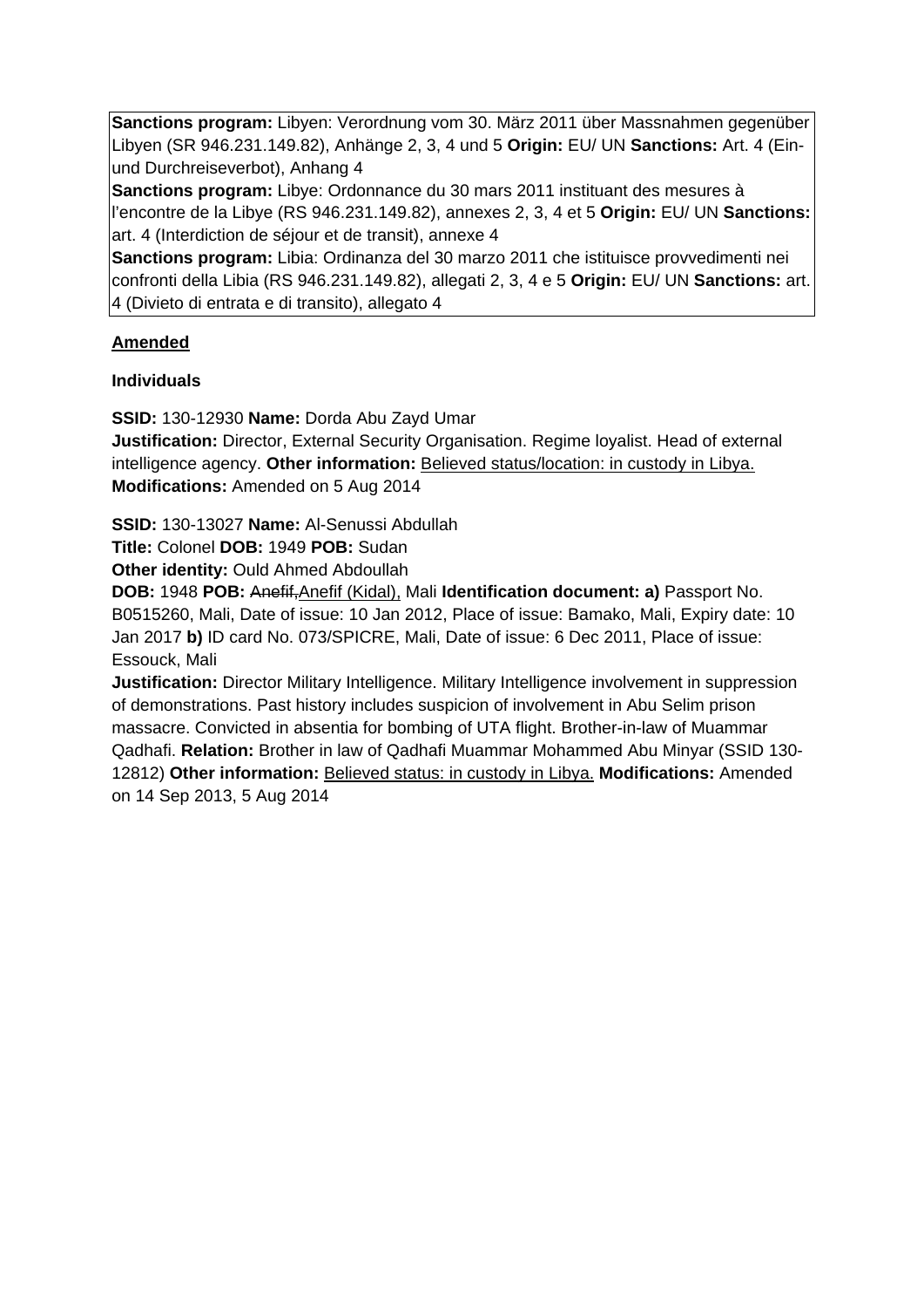**Sanctions program:** Libyen: Verordnung vom 30. März 2011 über Massnahmen gegenüber Libyen (SR 946.231.149.82), Anhänge 2, 3, 4 und 5 **Origin:** EU/ UN **Sanctions:** Art. 4 (Ein- und Durchreiseverbot), Anhang 4
**Sanctions program:** Libye: Ordonnance du 30 mars 2011 instituant des mesures à l'encontre de la Libye (RS 946.231.149.82), annexes 2, 3, 4 et 5 **Origin:** EU/ UN **Sanctions:** art. 4 (Interdiction de séjour et de transit), annexe 4
**Sanctions program:** Libia: Ordinanza del 30 marzo 2011 che istituisce provvedimenti nei confronti della Libia (RS 946.231.149.82), allegati 2, 3, 4 e 5 **Origin:** EU/ UN **Sanctions:** art. 4 (Divieto di entrata e di transito), allegato 4

**Amended**

**Individuals**

**SSID:** 130-12930 **Name:** Dorda Abu Zayd Umar
**Justification:** Director, External Security Organisation. Regime loyalist. Head of external intelligence agency. **Other information:** Believed status/location: in custody in Libya.
**Modifications:** Amended on 5 Aug 2014

**SSID:** 130-13027 **Name:** Al-Senussi Abdullah
**Title:** Colonel **DOB:** 1949 **POB:** Sudan
**Other identity:** Ould Ahmed Abdoullah
**DOB:** 1948 **POB:** ~~Anefif,~~Anefif (Kidal), Mali **Identification document: a)** Passport No. B0515260, Mali, Date of issue: 10 Jan 2012, Place of issue: Bamako, Mali, Expiry date: 10 Jan 2017 **b)** ID card No. 073/SPICRE, Mali, Date of issue: 6 Dec 2011, Place of issue: Essouck, Mali
**Justification:** Director Military Intelligence. Military Intelligence involvement in suppression of demonstrations. Past history includes suspicion of involvement in Abu Selim prison massacre. Convicted in absentia for bombing of UTA flight. Brother-in-law of Muammar Qadhafi. **Relation:** Brother in law of Qadhafi Muammar Mohammed Abu Minyar (SSID 130-12812) **Other information:** Believed status: in custody in Libya. **Modifications:** Amended on 14 Sep 2013, 5 Aug 2014